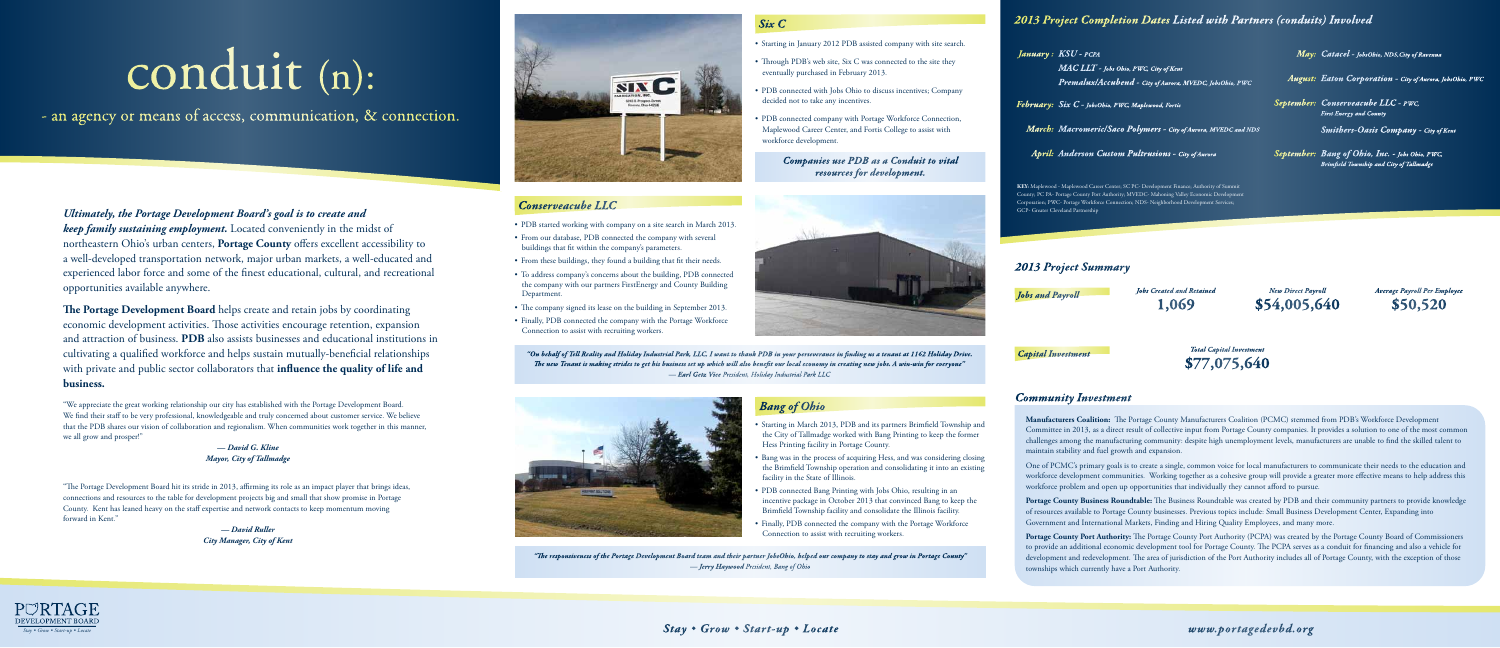# conduit (n):

- an agency or means of access, communication, & connection.

***Ultimately, the Portage Development Board's goal is to create and keep family sustaining employment.*** Located conveniently in the midst of northeastern Ohio's urban centers, **Portage County** offers excellent accessibility to a well-developed transportation network, major urban markets, a well-educated and experienced labor force and some of the finest educational, cultural, and recreational opportunities available anywhere.

**The Portage Development Board** helps create and retain jobs by coordinating economic development activities. Those activities encourage retention, expansion and attraction of business. **PDB** also assists businesses and educational institutions in cultivating a qualified workforce and helps sustain mutually-beneficial relationships with private and public sector collaborators that **influence the quality of life and business.**

"We appreciate the great working relationship our city has established with the Portage Development Board. We find their staff to be very professional, knowledgeable and truly concerned about customer service. We believe that the PDB shares our vision of collaboration and regionalism. When communities work together in this manner, we all grow and prosper!"

***— David G. Kline***
***Mayor, City of Tallmadge***

"The Portage Development Board hit its stride in 2013, affirming its role as an impact player that brings ideas, connections and resources to the table for development projects big and small that show promise in Portage County. Kent has leaned heavy on the staff expertise and network contacts to keep momentum moving forward in Kent."

***— David Ruller***
***City Manager, City of Kent***

## Six C

- Starting in January 2012 PDB assisted company with site search.
- Through PDB's web site, Six C was connected to the site they eventually purchased in February 2013.
- PDB connected with Jobs Ohio to discuss incentives; Company decided not to take any incentives.
- PDB connected company with Portage Workforce Connection, Maplewood Career Center, and Fortis College to assist with workforce development.

***Companies use PDB as a Conduit to vital resources for development.***

## Conserveacube LLC

- PDB started working with company on a site search in March 2013.
- From our database, PDB connected the company with several buildings that fit within the company's parameters.
- From these buildings, they found a building that fit their needs.
- To address company's concerns about the building, PDB connected the company with our partners FirstEnergy and County Building Department.
- The company signed its lease on the building in September 2013.
- Finally, PDB connected the company with the Portage Workforce Connection to assist with recruiting workers.

*"On behalf of Tell Realty and Holiday Industrial Park, LLC, I want to thank PDB in your perseverance in finding us a tenant at 1162 Holiday Drive. The new Tenant is making strides to get his business set up which will also benefit our local economy in creating new jobs. A win-win for everyone"*
*— **Earl Getz** Vice President, Holiday Industrial Park LLC*

## Bang of Ohio

- Starting in March 2013, PDB and its partners Brimfield Township and the City of Tallmadge worked with Bang Printing to keep the former Hess Printing facility in Portage County.
- Bang was in the process of acquiring Hess, and was considering closing the Brimfield Township operation and consolidating it into an existing facility in the State of Illinois.
- PDB connected Bang Printing with Jobs Ohio, resulting in an incentive package in October 2013 that convinced Bang to keep the Brimfield Township facility and consolidate the Illinois facility.
- Finally, PDB connected the company with the Portage Workforce Connection to assist with recruiting workers.

*"The responsiveness of the Portage Development Board team and their partner JobsOhio, helped our company to stay and grow in Portage County"*
*— **Jerry Haywood** President, Bang of Ohio*

## 2013 Project Completion Dates Listed with Partners (conduits) Involved

***January:*** ***KSU*** - *PCPA*
***MAC LLT*** - *Jobs Ohio, PWC, City of Kent*
***Premalux/Accubend*** - *City of Aurora, MVEDC, JobsOhio, PWC*

***February:*** ***Six C*** - *JobsOhio, PWC, Maplewood, Fortis*

***March:*** ***Macromeric/Saco Polymers*** - *City of Aurora, MVEDC and NDS*

***April:*** ***Anderson Custom Pultrusions*** - *City of Aurora*

***May:*** ***Catacel*** - *JobsOhio, NDS, City of Ravenna*

***August:*** ***Eaton Corporation*** - *City of Aurora, JobsOhio, PWC*

***September:*** ***Conserveacube LLC*** - *PWC, First Energy and County*
***Smithers-Oasis Company*** - *City of Kent*

***September:*** ***Bang of Ohio, Inc.*** - *Jobs Ohio, PWC, Brimfield Township and City of Tallmadge*

**KEY:** Maplewood - Maplewood Career Center; SC PC- Development Finance Authority of Summit County; PC PA- Portage County Port Authority; MVEDC- Mahoning Valley Economic Development Corporation; PWC- Portage Workforce Connection; NDS- Neighborhood Development Services; GCP- Greater Cleveland Partnership

## 2013 Project Summary

| | Jobs Created and Retained | New Direct Payroll | Average Payroll Per Employee |
|---|---|---|---|
| Jobs and Payroll | 1,069 | $54,005,640 | $50,520 |

| | Total Capital Investment |
|---|---|
| Capital Investment | $77,075,640 |

## Community Investment

**Manufacturers Coalition:** The Portage County Manufacturers Coalition (PCMC) stemmed from PDB's Workforce Development Committee in 2013, as a direct result of collective input from Portage County companies. It provides a solution to one of the most common challenges among the manufacturing community: despite high unemployment levels, manufacturers are unable to find the skilled talent to maintain stability and fuel growth and expansion.

One of PCMC's primary goals is to create a single, common voice for local manufacturers to communicate their needs to the education and workforce development communities. Working together as a cohesive group will provide a greater more effective means to help address this workforce problem and open up opportunities that individually they cannot afford to pursue.

**Portage County Business Roundtable:** The Business Roundtable was created by PDB and their community partners to provide knowledge of resources available to Portage County businesses. Previous topics include: Small Business Development Center, Expanding into Government and International Markets, Finding and Hiring Quality Employees, and many more.

**Portage County Port Authority:** The Portage County Port Authority (PCPA) was created by the Portage County Board of Commissioners to provide an additional economic development tool for Portage County. The PCPA serves as a conduit for financing and also a vehicle for development and redevelopment. The area of jurisdiction of the Port Authority includes all of Portage County, with the exception of those townships which currently have a Port Authority.

*Stay • Grow • Start-up • Locate*

*www.portagedevbd.org*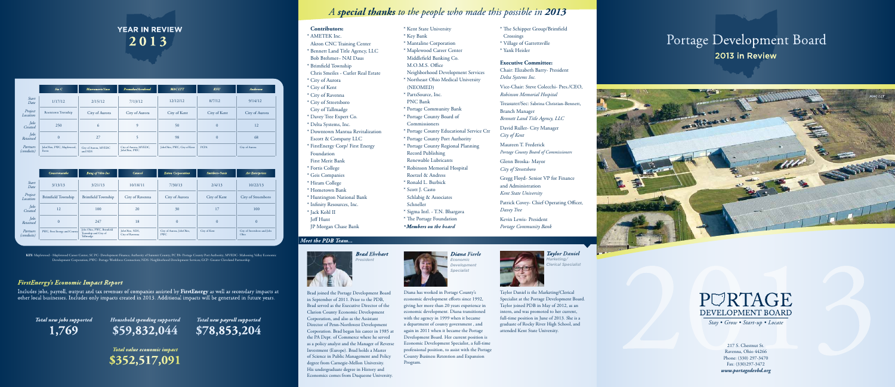## YEAR IN REVIEW 2013

| | Sur C | Maerrenerie/Suno | Promeled/lumberd | MAC LTT | KSU | Anderson |
|---|---|---|---|---|---|---|
| *Start Date* | 1/17/12 | 2/15/12 | 7/13/12 | 12/12/12 | 8/7/12 | 9/14/12 |
| *Project Locations* | Rootstown Township | City of Aurora | City of Aurora | City of Kent | City of Kent | City of Aurora |
| *Jobs Created* | 250 | 6 | 9 | 50 | 0 | 12 |
| *Jobs Retained* | 0 | 27 | 5 | 98 | 0 | 68 |
| *Partners (conduits)* | JobsOhio, PWC, Maplewood, Portage | City of Aurora, MVEDC and NDS | City of Aurora, MVEDC, JobsOhio, PWC | JobsOhio, PWC, City of Kent | PCPA | City of Aurora |

| | Conservancobe | Bang of Ohio Inc | Cataval | Eaton Corporation | Smithers-Oasis | Air Enterprises |
|---|---|---|---|---|---|---|
| *Start Date* | 3/13/13 | 3/21/13 | 10/18/11 | 7/30/13 | 2/4/13 | 10/22/13 |
| *Project Locations* | Brimfield Township | Brimfield Township | City of Ravenna | City of Aurora | City of Kent | City of Streetsboro |
| *Jobs Created* | 12 | 100 | 20 | 30 | 17 | 100 |
| *Jobs Retained* | 0 | 247 | 18 | 0 | 0 | 0 |
| *Partners (conduits)* | PWC, First Energy and Comm | JobsOhio, PWC, Brimfield Township and City of Tallmadge | JobsOhio, NDS, City of Ravenna | City of Aurora, JobsOhio, PWC | City of Kent | City of Streetsboro and JobsOhio |

KEY: Maplewood - Maplewood Career Center, SCPC- Development Finance Authority of Summit County, PCPA- Portage County Port Authority, MVEDC- Mahoning Valley Economic Development Corporation, PWC- Portage Workforce Connection, NDS- Neighborhood Development Services, GCP- Greater Cleveland Partnership

### *FirstEnergy's Economic Impact Report*

Includes jobs, payroll, output and tax revenues of companies assisted by **FirstEnergy** as well as secondary impacts at other local businesses. Includes only impacts created in 2013. Additional impacts will be generated in future years.

*Total new jobs supported*
**1,769**

*Household spending supported*
**$59,832,044**

*Total new payroll supported*
**$78,853,204**

*Total value economic impact*
**$352,517,091**

## *A **special thanks** to the people who made this possible in **2013***

**Contributors:**

* AMETEK Inc.
  Akron CNC Training Center
* Bennett Land Title Agency, LLC
  Bob Brehmer– NAI Daus
* Brimfield Township
  Chris Smeiles - Cutler Real Estate
* City of Aurora
* City of Kent
* City of Ravenna
* City of Streetsboro
  City of Tallmadge
* Davey Tree Expert Co.
* Delta Systems, Inc.
* Downtown Mantua Revitalization
  Escott & Company LLC
* FirstEnergy Corp/ First Energy Foundation
  First Merit Bank
* Fortis College
* Geis Companies
* Hiram College
* Hometown Bank
* Huntington National Bank
* Infinity Resources, Inc.
* Jack Kohl II
  Jeff Hunt
  JP Morgan Chase Bank
* Kent State University
* Key Bank
* Mantaline Corporation
* Maplewood Career Center
  Middlefield Banking Co.
  M.O.M.S. Office
  Neighborhood Development Services
* Northeast Ohio Medical University (NEOMED)
* PartsSource, Inc.
  PNC Bank
* Portage Community Bank
* Portage County Board of Commissioners
* Portage County Educational Service Ctr
* Portage County Port Authority
* Portage County Regional Planning
  Record Publishing
  Renewable Lubricants
* Robinson Memorial Hospital
  Roetzel & Andress
* Ronald L. Burbick
* Scott J. Casto
  Schlabig & Associates
  Schneller
* Sigma Intl. - T.N. Bhargava
* The Portage Foundation
* The Schipper Group/Brimfield Crossings
* Village of Garrettsville
* Yank Heisler

****Members on the board***

**Executive Committee:**

Chair: Elizabeth Barry- President
*Delta Systems Inc.*

Vice-Chair: Steve Colecchi- Pres./CEO,
*Robinson Memorial Hospital*

Treasurer/Sec: Sabrina Christian-Bennett, Branch Manager
*Bennett Land Title Agency, LLC*

David Ruller- City Manager
*City of Kent*

Maureen T. Frederick
*Portage County Board of Commissioners*

Glenn Broska- Mayor
*City of Streetsboro*

Gregg Floyd- Senior VP for Finance and Administration
*Kent State University*

Patrick Covey- Chief Operating Officer,
*Davey Tree*

Kevin Lewis- President
*Portage Community Bank*

### *Meet the PDB Team...*

***Brad Ehrhart***
*President*

Brad joined the Portage Development Board in September of 2011. Prior to the PDB, Brad served as the Executive Director of the Clarion County Economic Development Corporation, and also as the Assistant Director of Penn-Northwest Development Corporation. Brad began his career in 1985 at the PA Dept. of Commerce where he served as a policy analyst and the Manager of Reverse Investment (Europe). Brad holds a Master of Science in Public Management and Policy degree from Carnegie-Mellon University. His undergraduate degree in History and Economics comes from Duquesne University.

***Diana Fierle***
*Economic Development Specialist*

Diana has worked in Portage County's economic development efforts since 1992, giving her more than 20 years experience in economic development. Diana transitioned with the agency in 1999 when it became a department of county government , and again in 2011 when it became the Portage Development Board. Her current position is Economic Development Specialist, a full-time professional position, to assist with the Portage County Business Retention and Expansion Program.

***Taylor Daniel***
*Marketing/ Clerical Specialist*

Taylor Daniel is the Marketing/Clerical Specialist at the Portage Development Board. Taylor joined PDB in May of 2012, as an intern, and was promoted to her current, full-time position in June of 2013. She is a graduate of Rocky River High School, and attended Kent State University.

# Portage Development Board
## 2013 in Review

PORTAGE DEVELOPMENT BOARD
*Stay • Grow • Start-up • Locate*

217 S. Chestnut St.
Ravenna, Ohio 44266
Phone: (330) 297-3470
Fax: (330)297-3472
***www.portagedevbd.org***